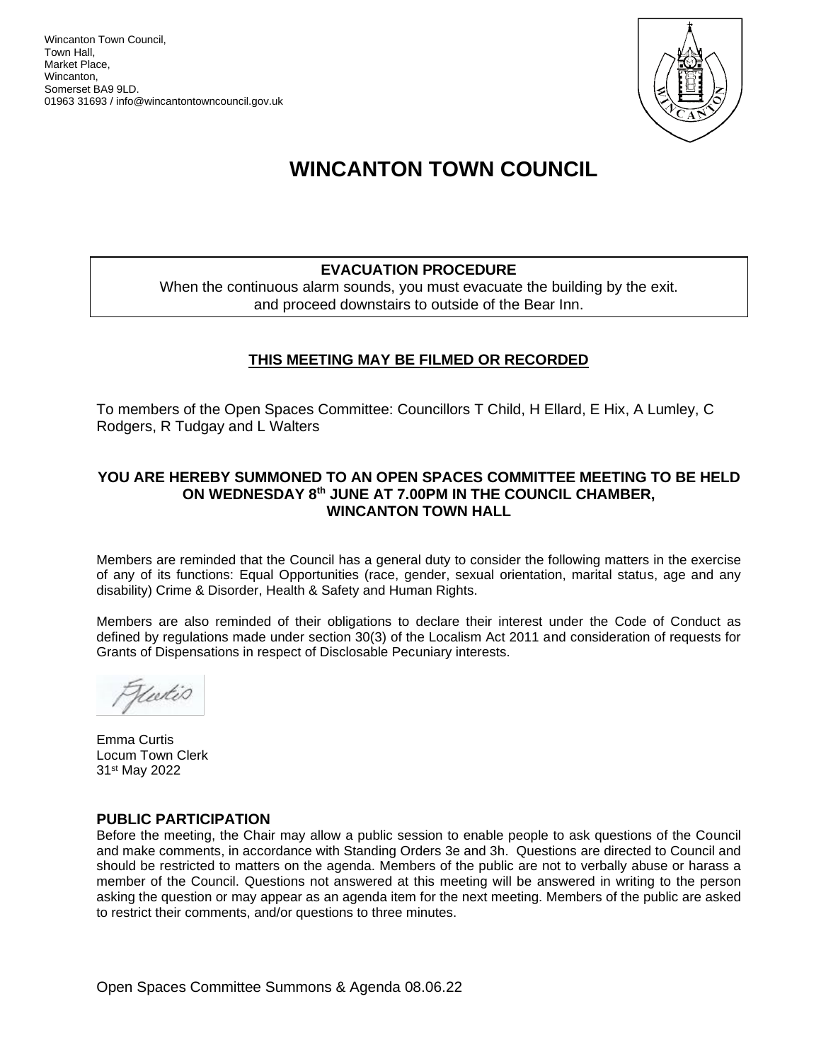Wincanton Town Council,
Town Hall,
Market Place,
Wincanton,
Somerset BA9 9LD.
01963 31693 / info@wincantontowncouncil.gov.uk

# WINCANTON TOWN COUNCIL

**EVACUATION PROCEDURE**

When the continuous alarm sounds, you must evacuate the building by the exit. and proceed downstairs to outside of the Bear Inn.

**THIS MEETING MAY BE FILMED OR RECORDED**

To members of the Open Spaces Committee: Councillors T Child, H Ellard, E Hix, A Lumley, C Rodgers, R Tudgay and L Walters

**YOU ARE HEREBY SUMMONED TO AN OPEN SPACES COMMITTEE MEETING TO BE HELD ON WEDNESDAY 8th JUNE AT 7.00PM IN THE COUNCIL CHAMBER, WINCANTON TOWN HALL**

Members are reminded that the Council has a general duty to consider the following matters in the exercise of any of its functions: Equal Opportunities (race, gender, sexual orientation, marital status, age and any disability) Crime & Disorder, Health & Safety and Human Rights.

Members are also reminded of their obligations to declare their interest under the Code of Conduct as defined by regulations made under section 30(3) of the Localism Act 2011 and consideration of requests for Grants of Dispensations in respect of Disclosable Pecuniary interests.

Emma Curtis
Locum Town Clerk
31st May 2022

## PUBLIC PARTICIPATION

Before the meeting, the Chair may allow a public session to enable people to ask questions of the Council and make comments, in accordance with Standing Orders 3e and 3h. Questions are directed to Council and should be restricted to matters on the agenda. Members of the public are not to verbally abuse or harass a member of the Council. Questions not answered at this meeting will be answered in writing to the person asking the question or may appear as an agenda item for the next meeting. Members of the public are asked to restrict their comments, and/or questions to three minutes.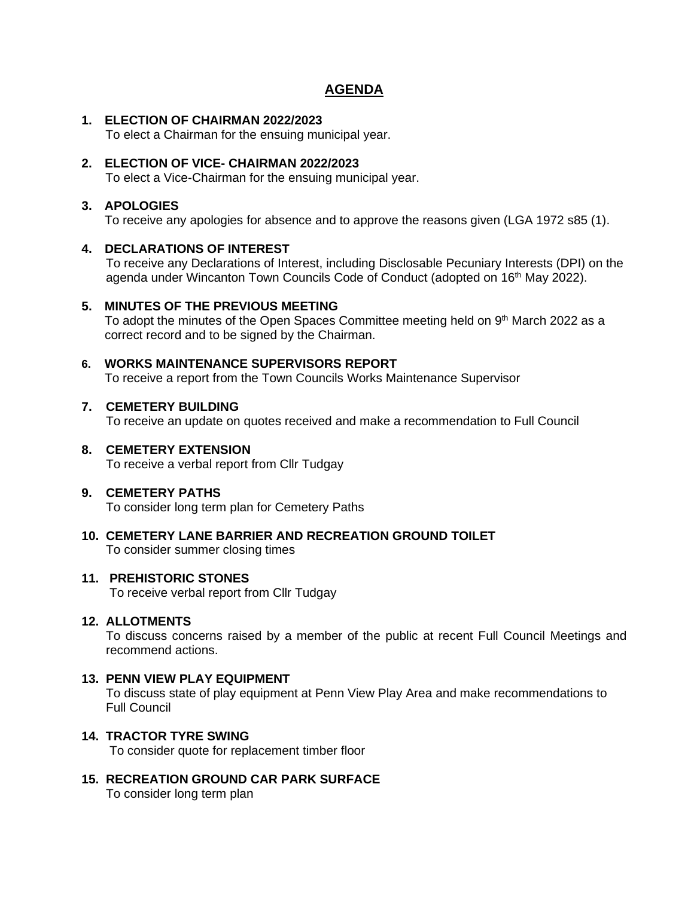# AGENDA

1. **ELECTION OF CHAIRMAN 2022/2023**
   To elect a Chairman for the ensuing municipal year.

2. **ELECTION OF VICE- CHAIRMAN 2022/2023**
   To elect a Vice-Chairman for the ensuing municipal year.

3. **APOLOGIES**
   To receive any apologies for absence and to approve the reasons given (LGA 1972 s85 (1).

4. **DECLARATIONS OF INTEREST**
   To receive any Declarations of Interest, including Disclosable Pecuniary Interests (DPI) on the agenda under Wincanton Town Councils Code of Conduct (adopted on 16th May 2022).

5. **MINUTES OF THE PREVIOUS MEETING**
   To adopt the minutes of the Open Spaces Committee meeting held on 9th March 2022 as a correct record and to be signed by the Chairman.

6. **WORKS MAINTENANCE SUPERVISORS REPORT**
   To receive a report from the Town Councils Works Maintenance Supervisor

7. **CEMETERY BUILDING**
   To receive an update on quotes received and make a recommendation to Full Council

8. **CEMETERY EXTENSION**
   To receive a verbal report from Cllr Tudgay

9. **CEMETERY PATHS**
   To consider long term plan for Cemetery Paths

10. **CEMETERY LANE BARRIER AND RECREATION GROUND TOILET**
    To consider summer closing times

11. **PREHISTORIC STONES**
    To receive verbal report from Cllr Tudgay

12. **ALLOTMENTS**
    To discuss concerns raised by a member of the public at recent Full Council Meetings and recommend actions.

13. **PENN VIEW PLAY EQUIPMENT**
    To discuss state of play equipment at Penn View Play Area and make recommendations to Full Council

14. **TRACTOR TYRE SWING**
    To consider quote for replacement timber floor

15. **RECREATION GROUND CAR PARK SURFACE**
    To consider long term plan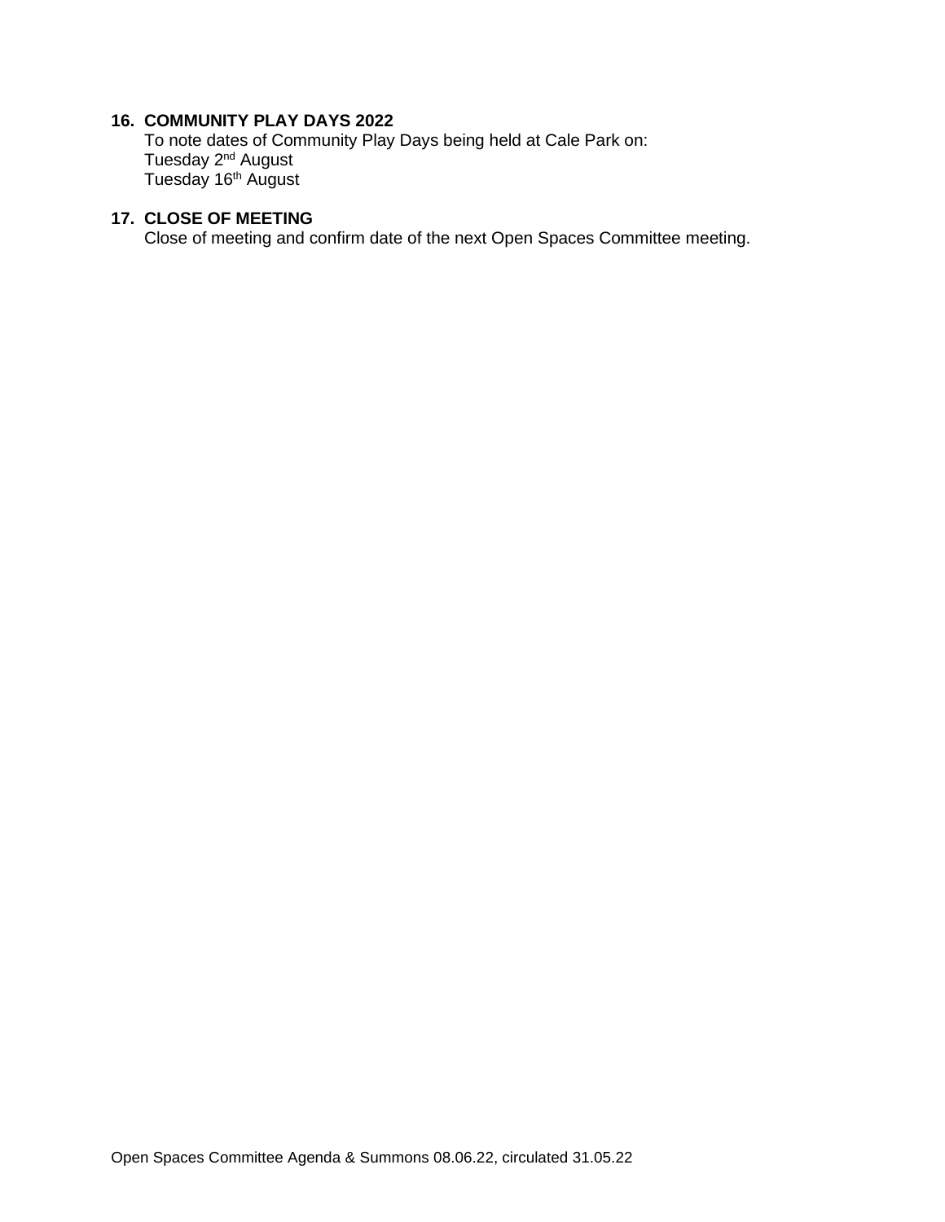**16. COMMUNITY PLAY DAYS 2022**

To note dates of Community Play Days being held at Cale Park on:
Tuesday 2nd August
Tuesday 16th August

**17. CLOSE OF MEETING**

Close of meeting and confirm date of the next Open Spaces Committee meeting.